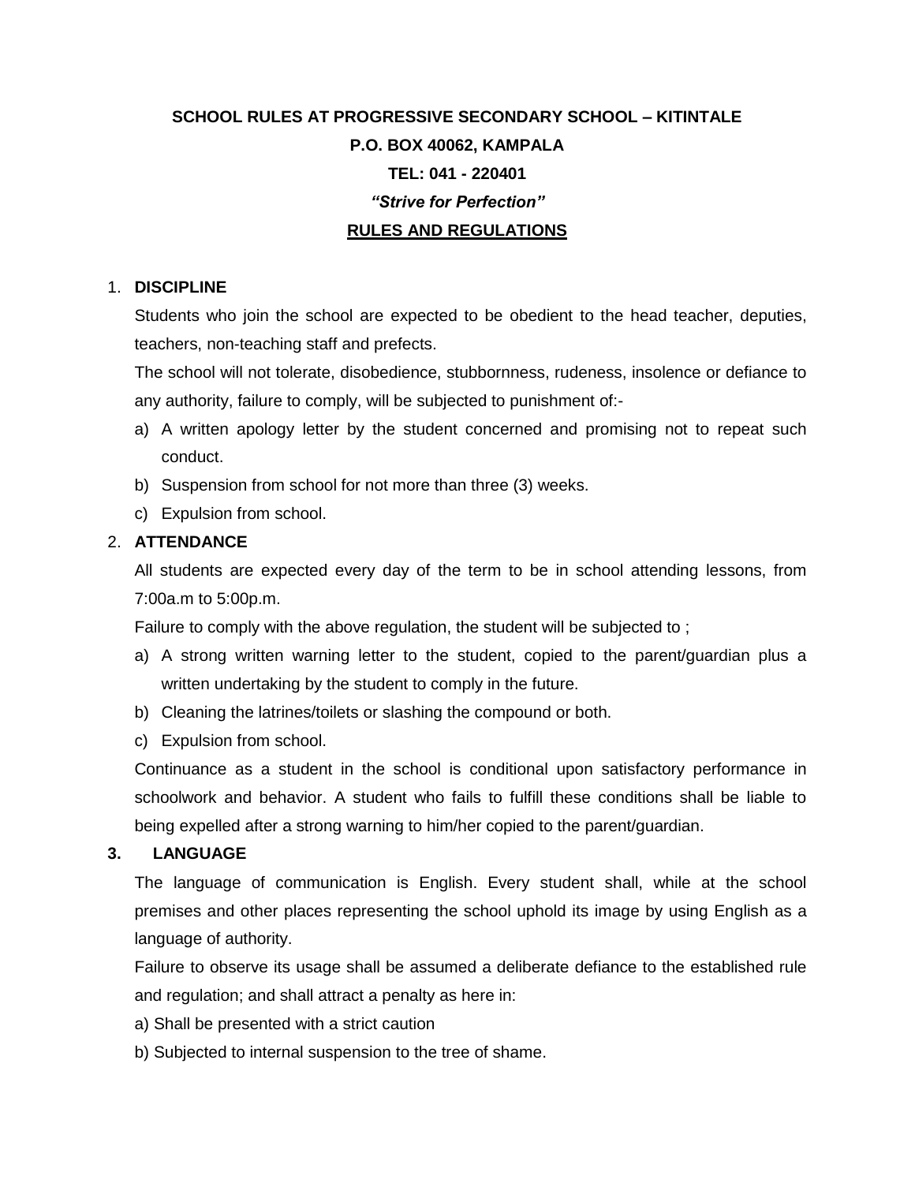**SCHOOL RULES AT PROGRESSIVE SECONDARY SCHOOL – KITINTALE**

**P.O. BOX 40062, KAMPALA**

**TEL: 041 - 220401**

***"Strive for Perfection"***

# RULES AND REGULATIONS

1. **DISCIPLINE**

   Students who join the school are expected to be obedient to the head teacher, deputies, teachers, non-teaching staff and prefects.

   The school will not tolerate, disobedience, stubbornness, rudeness, insolence or defiance to any authority, failure to comply, will be subjected to punishment of:-

   a) A written apology letter by the student concerned and promising not to repeat such conduct.

   b) Suspension from school for not more than three (3) weeks.

   c) Expulsion from school.

2. **ATTENDANCE**

   All students are expected every day of the term to be in school attending lessons, from 7:00a.m to 5:00p.m.

   Failure to comply with the above regulation, the student will be subjected to ;

   a) A strong written warning letter to the student, copied to the parent/guardian plus a written undertaking by the student to comply in the future.

   b) Cleaning the latrines/toilets or slashing the compound or both.

   c) Expulsion from school.

   Continuance as a student in the school is conditional upon satisfactory performance in schoolwork and behavior. A student who fails to fulfill these conditions shall be liable to being expelled after a strong warning to him/her copied to the parent/guardian.

3. **LANGUAGE**

   The language of communication is English. Every student shall, while at the school premises and other places representing the school uphold its image by using English as a language of authority.

   Failure to observe its usage shall be assumed a deliberate defiance to the established rule and regulation; and shall attract a penalty as here in:

   a) Shall be presented with a strict caution

   b) Subjected to internal suspension to the tree of shame.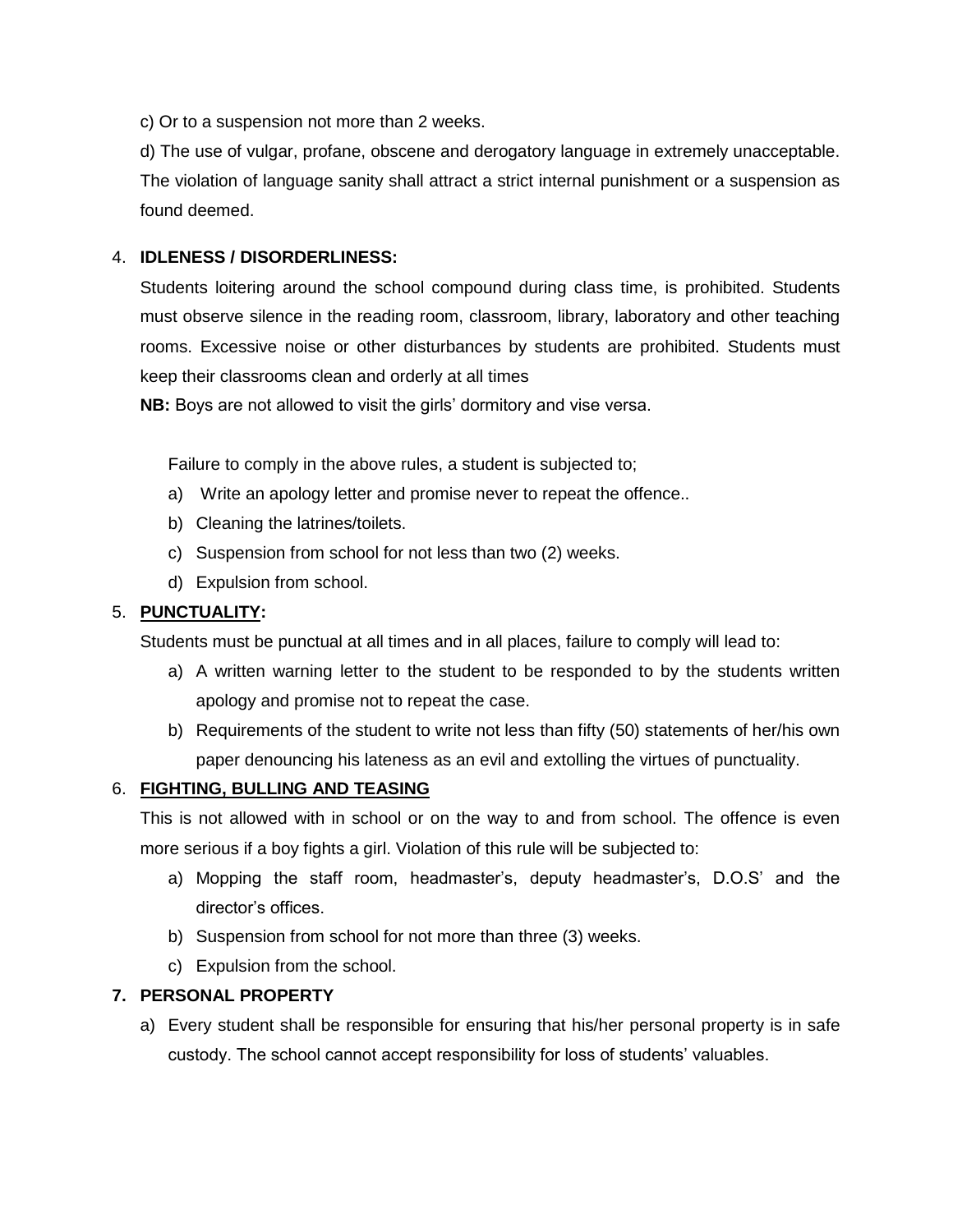c) Or to a suspension not more than 2 weeks.

d) The use of vulgar, profane, obscene and derogatory language in extremely unacceptable. The violation of language sanity shall attract a strict internal punishment or a suspension as found deemed.

4. **IDLENESS / DISORDERLINESS:**

   Students loitering around the school compound during class time, is prohibited. Students must observe silence in the reading room, classroom, library, laboratory and other teaching rooms. Excessive noise or other disturbances by students are prohibited. Students must keep their classrooms clean and orderly at all times

   **NB:** Boys are not allowed to visit the girls' dormitory and vise versa.

   Failure to comply in the above rules, a student is subjected to;

   a) Write an apology letter and promise never to repeat the offence..
   b) Cleaning the latrines/toilets.
   c) Suspension from school for not less than two (2) weeks.
   d) Expulsion from school.

5. **<u>PUNCTUALITY</u>:**

   Students must be punctual at all times and in all places, failure to comply will lead to:

   a) A written warning letter to the student to be responded to by the students written apology and promise not to repeat the case.
   b) Requirements of the student to write not less than fifty (50) statements of her/his own paper denouncing his lateness as an evil and extolling the virtues of punctuality.

6. **<u>FIGHTING, BULLING AND TEASING</u>**

   This is not allowed with in school or on the way to and from school. The offence is even more serious if a boy fights a girl. Violation of this rule will be subjected to:

   a) Mopping the staff room, headmaster's, deputy headmaster's, D.O.S' and the director's offices.
   b) Suspension from school for not more than three (3) weeks.
   c) Expulsion from the school.

7. **PERSONAL PROPERTY**

   a) Every student shall be responsible for ensuring that his/her personal property is in safe custody. The school cannot accept responsibility for loss of students' valuables.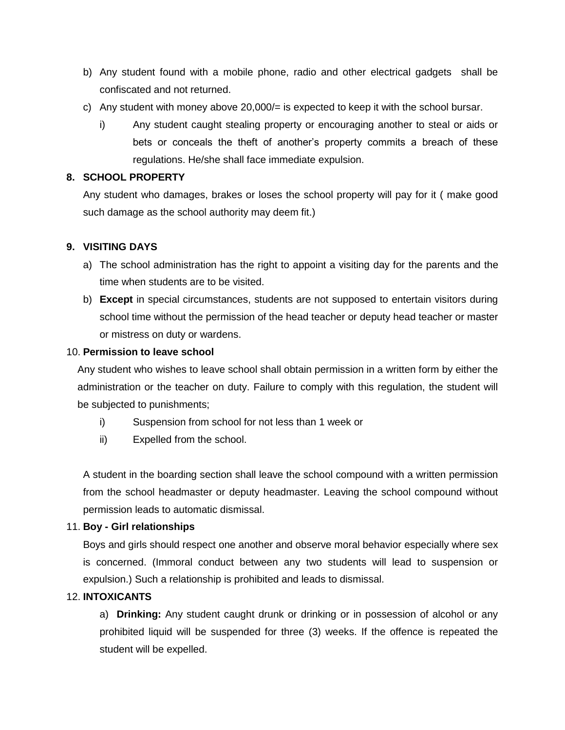b) Any student found with a mobile phone, radio and other electrical gadgets shall be confiscated and not returned.

c) Any student with money above 20,000/= is expected to keep it with the school bursar.

   i) Any student caught stealing property or encouraging another to steal or aids or bets or conceals the theft of another's property commits a breach of these regulations. He/she shall face immediate expulsion.

**8. SCHOOL PROPERTY**

Any student who damages, brakes or loses the school property will pay for it ( make good such damage as the school authority may deem fit.)

**9. VISITING DAYS**

a) The school administration has the right to appoint a visiting day for the parents and the time when students are to be visited.

b) **Except** in special circumstances, students are not supposed to entertain visitors during school time without the permission of the head teacher or deputy head teacher or master or mistress on duty or wardens.

10. **Permission to leave school**

Any student who wishes to leave school shall obtain permission in a written form by either the administration or the teacher on duty. Failure to comply with this regulation, the student will be subjected to punishments;

   i) Suspension from school for not less than 1 week or

   ii) Expelled from the school.

A student in the boarding section shall leave the school compound with a written permission from the school headmaster or deputy headmaster. Leaving the school compound without permission leads to automatic dismissal.

11. **Boy - Girl relationships**

Boys and girls should respect one another and observe moral behavior especially where sex is concerned. (Immoral conduct between any two students will lead to suspension or expulsion.) Such a relationship is prohibited and leads to dismissal.

12. **INTOXICANTS**

a) **Drinking:** Any student caught drunk or drinking or in possession of alcohol or any prohibited liquid will be suspended for three (3) weeks. If the offence is repeated the student will be expelled.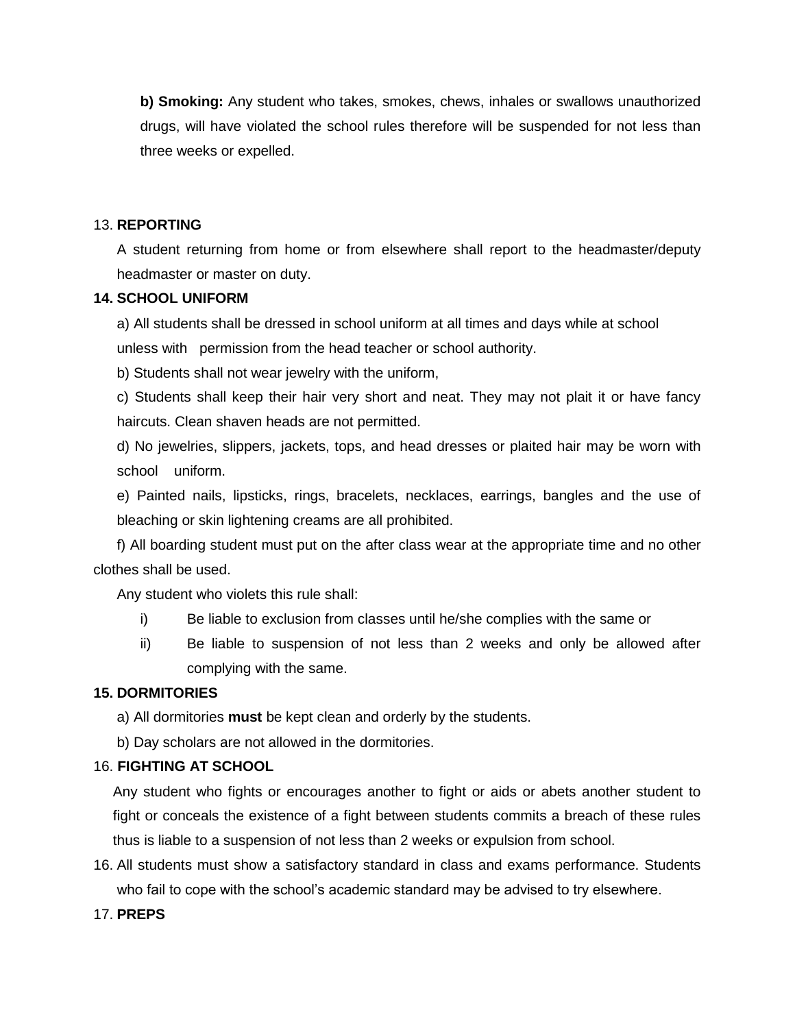**b) Smoking:** Any student who takes, smokes, chews, inhales or swallows unauthorized drugs, will have violated the school rules therefore will be suspended for not less than three weeks or expelled.

13. **REPORTING**

A student returning from home or from elsewhere shall report to the headmaster/deputy headmaster or master on duty.

**14. SCHOOL UNIFORM**

a) All students shall be dressed in school uniform at all times and days while at school unless with permission from the head teacher or school authority.

b) Students shall not wear jewelry with the uniform,

c) Students shall keep their hair very short and neat. They may not plait it or have fancy haircuts. Clean shaven heads are not permitted.

d) No jewelries, slippers, jackets, tops, and head dresses or plaited hair may be worn with school uniform.

e) Painted nails, lipsticks, rings, bracelets, necklaces, earrings, bangles and the use of bleaching or skin lightening creams are all prohibited.

f) All boarding student must put on the after class wear at the appropriate time and no other clothes shall be used.

Any student who violets this rule shall:

i) Be liable to exclusion from classes until he/she complies with the same or

ii) Be liable to suspension of not less than 2 weeks and only be allowed after complying with the same.

**15. DORMITORIES**

a) All dormitories **must** be kept clean and orderly by the students.

b) Day scholars are not allowed in the dormitories.

16. **FIGHTING AT SCHOOL**

Any student who fights or encourages another to fight or aids or abets another student to fight or conceals the existence of a fight between students commits a breach of these rules thus is liable to a suspension of not less than 2 weeks or expulsion from school.

16. All students must show a satisfactory standard in class and exams performance. Students who fail to cope with the school's academic standard may be advised to try elsewhere.

17. **PREPS**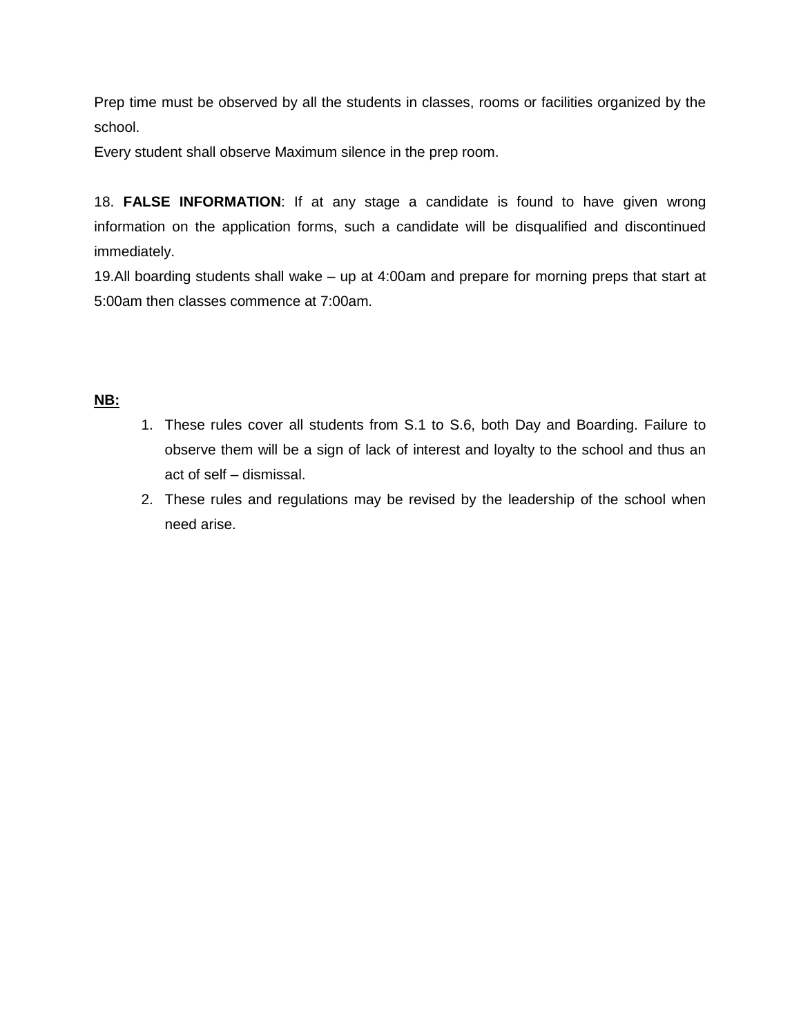Prep time must be observed by all the students in classes, rooms or facilities organized by the school.

Every student shall observe Maximum silence in the prep room.

18. **FALSE INFORMATION**: If at any stage a candidate is found to have given wrong information on the application forms, such a candidate will be disqualified and discontinued immediately.

19.All boarding students shall wake – up at 4:00am and prepare for morning preps that start at 5:00am then classes commence at 7:00am.

**NB:**

1. These rules cover all students from S.1 to S.6, both Day and Boarding. Failure to observe them will be a sign of lack of interest and loyalty to the school and thus an act of self – dismissal.
2. These rules and regulations may be revised by the leadership of the school when need arise.